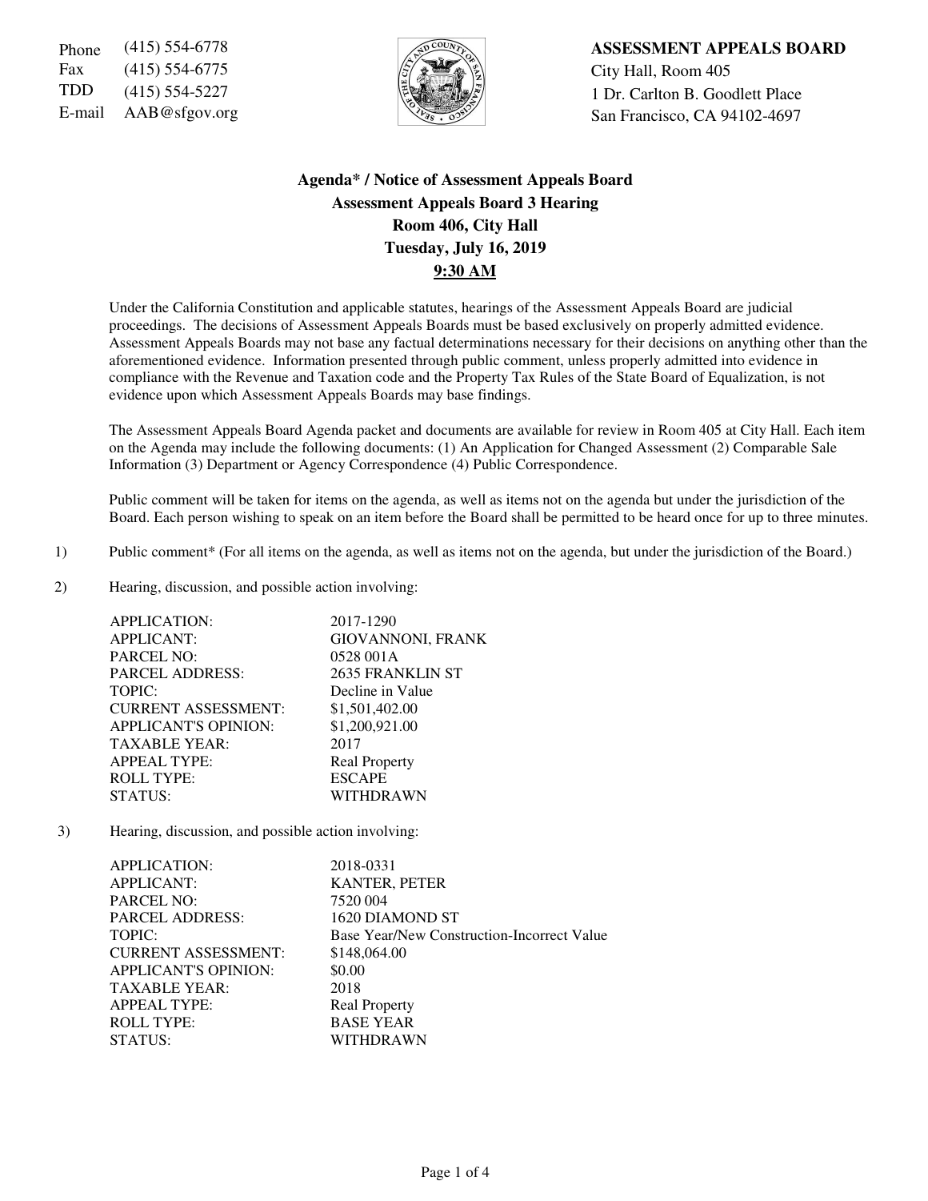Phone (415) 554-6778
Fax (415) 554-6775
TDD (415) 554-5227
E-mail AAB@sfgov.org

**ASSESSMENT APPEALS BOARD**
City Hall, Room 405
1 Dr. Carlton B. Goodlett Place
San Francisco, CA 94102-4697

## Agenda* / Notice of Assessment Appeals Board
## Assessment Appeals Board 3 Hearing
## Room 406, City Hall
## Tuesday, July 16, 2019
## 9:30 AM

Under the California Constitution and applicable statutes, hearings of the Assessment Appeals Board are judicial proceedings. The decisions of Assessment Appeals Boards must be based exclusively on properly admitted evidence. Assessment Appeals Boards may not base any factual determinations necessary for their decisions on anything other than the aforementioned evidence. Information presented through public comment, unless properly admitted into evidence in compliance with the Revenue and Taxation code and the Property Tax Rules of the State Board of Equalization, is not evidence upon which Assessment Appeals Boards may base findings.

The Assessment Appeals Board Agenda packet and documents are available for review in Room 405 at City Hall. Each item on the Agenda may include the following documents: (1) An Application for Changed Assessment (2) Comparable Sale Information (3) Department or Agency Correspondence (4) Public Correspondence.

Public comment will be taken for items on the agenda, as well as items not on the agenda but under the jurisdiction of the Board. Each person wishing to speak on an item before the Board shall be permitted to be heard once for up to three minutes.

1) Public comment* (For all items on the agenda, as well as items not on the agenda, but under the jurisdiction of the Board.)

2) Hearing, discussion, and possible action involving:

| | |
|---|---|
| APPLICATION: | 2017-1290 |
| APPLICANT: | GIOVANNONI, FRANK |
| PARCEL NO: | 0528 001A |
| PARCEL ADDRESS: | 2635 FRANKLIN ST |
| TOPIC: | Decline in Value |
| CURRENT ASSESSMENT: | $1,501,402.00 |
| APPLICANT'S OPINION: | $1,200,921.00 |
| TAXABLE YEAR: | 2017 |
| APPEAL TYPE: | Real Property |
| ROLL TYPE: | ESCAPE |
| STATUS: | WITHDRAWN |

3) Hearing, discussion, and possible action involving:

| | |
|---|---|
| APPLICATION: | 2018-0331 |
| APPLICANT: | KANTER, PETER |
| PARCEL NO: | 7520 004 |
| PARCEL ADDRESS: | 1620 DIAMOND ST |
| TOPIC: | Base Year/New Construction-Incorrect Value |
| CURRENT ASSESSMENT: | $148,064.00 |
| APPLICANT'S OPINION: | $0.00 |
| TAXABLE YEAR: | 2018 |
| APPEAL TYPE: | Real Property |
| ROLL TYPE: | BASE YEAR |
| STATUS: | WITHDRAWN |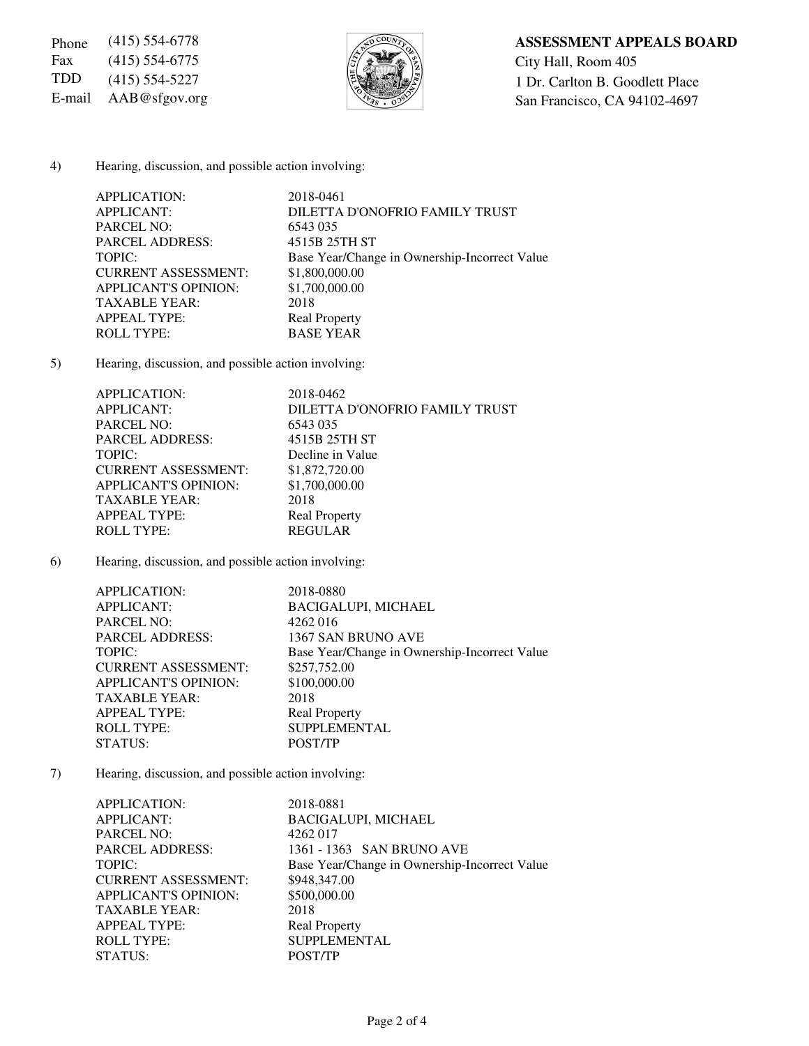Phone (415) 554-6778
Fax (415) 554-6775
TDD (415) 554-5227
E-mail AAB@sfgov.org

**ASSESSMENT APPEALS BOARD**
City Hall, Room 405
1 Dr. Carlton B. Goodlett Place
San Francisco, CA 94102-4697

4) Hearing, discussion, and possible action involving:

| | |
|---|---|
| APPLICATION: | 2018-0461 |
| APPLICANT: | DILETTA D'ONOFRIO FAMILY TRUST |
| PARCEL NO: | 6543 035 |
| PARCEL ADDRESS: | 4515B 25TH ST |
| TOPIC: | Base Year/Change in Ownership-Incorrect Value |
| CURRENT ASSESSMENT: | $1,800,000.00 |
| APPLICANT'S OPINION: | $1,700,000.00 |
| TAXABLE YEAR: | 2018 |
| APPEAL TYPE: | Real Property |
| ROLL TYPE: | BASE YEAR |

5) Hearing, discussion, and possible action involving:

| | |
|---|---|
| APPLICATION: | 2018-0462 |
| APPLICANT: | DILETTA D'ONOFRIO FAMILY TRUST |
| PARCEL NO: | 6543 035 |
| PARCEL ADDRESS: | 4515B 25TH ST |
| TOPIC: | Decline in Value |
| CURRENT ASSESSMENT: | $1,872,720.00 |
| APPLICANT'S OPINION: | $1,700,000.00 |
| TAXABLE YEAR: | 2018 |
| APPEAL TYPE: | Real Property |
| ROLL TYPE: | REGULAR |

6) Hearing, discussion, and possible action involving:

| | |
|---|---|
| APPLICATION: | 2018-0880 |
| APPLICANT: | BACIGALUPI, MICHAEL |
| PARCEL NO: | 4262 016 |
| PARCEL ADDRESS: | 1367 SAN BRUNO AVE |
| TOPIC: | Base Year/Change in Ownership-Incorrect Value |
| CURRENT ASSESSMENT: | $257,752.00 |
| APPLICANT'S OPINION: | $100,000.00 |
| TAXABLE YEAR: | 2018 |
| APPEAL TYPE: | Real Property |
| ROLL TYPE: | SUPPLEMENTAL |
| STATUS: | POST/TP |

7) Hearing, discussion, and possible action involving:

| | |
|---|---|
| APPLICATION: | 2018-0881 |
| APPLICANT: | BACIGALUPI, MICHAEL |
| PARCEL NO: | 4262 017 |
| PARCEL ADDRESS: | 1361 - 1363 SAN BRUNO AVE |
| TOPIC: | Base Year/Change in Ownership-Incorrect Value |
| CURRENT ASSESSMENT: | $948,347.00 |
| APPLICANT'S OPINION: | $500,000.00 |
| TAXABLE YEAR: | 2018 |
| APPEAL TYPE: | Real Property |
| ROLL TYPE: | SUPPLEMENTAL |
| STATUS: | POST/TP |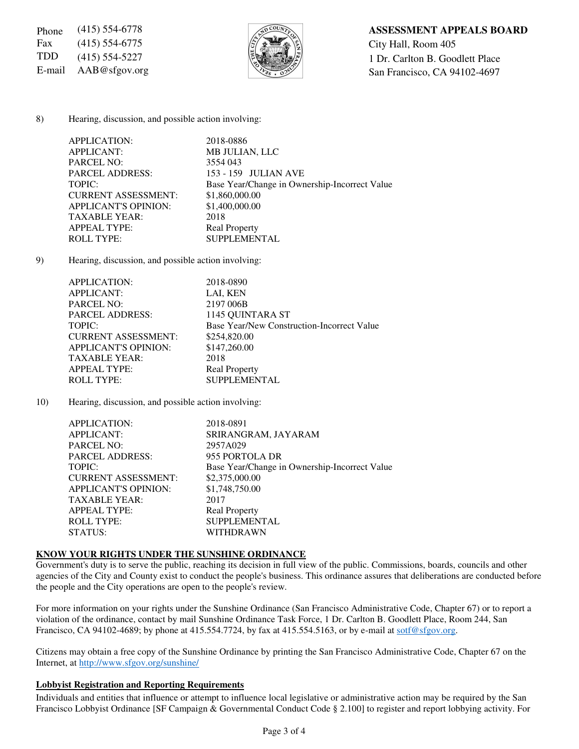Phone (415) 554-6778
Fax (415) 554-6775
TDD (415) 554-5227
E-mail AAB@sfgov.org

**ASSESSMENT APPEALS BOARD**
City Hall, Room 405
1 Dr. Carlton B. Goodlett Place
San Francisco, CA 94102-4697

8) Hearing, discussion, and possible action involving:

| | |
|---|---|
| APPLICATION: | 2018-0886 |
| APPLICANT: | MB JULIAN, LLC |
| PARCEL NO: | 3554 043 |
| PARCEL ADDRESS: | 153 - 159 JULIAN AVE |
| TOPIC: | Base Year/Change in Ownership-Incorrect Value |
| CURRENT ASSESSMENT: | $1,860,000.00 |
| APPLICANT'S OPINION: | $1,400,000.00 |
| TAXABLE YEAR: | 2018 |
| APPEAL TYPE: | Real Property |
| ROLL TYPE: | SUPPLEMENTAL |

9) Hearing, discussion, and possible action involving:

| | |
|---|---|
| APPLICATION: | 2018-0890 |
| APPLICANT: | LAI, KEN |
| PARCEL NO: | 2197 006B |
| PARCEL ADDRESS: | 1145 QUINTARA ST |
| TOPIC: | Base Year/New Construction-Incorrect Value |
| CURRENT ASSESSMENT: | $254,820.00 |
| APPLICANT'S OPINION: | $147,260.00 |
| TAXABLE YEAR: | 2018 |
| APPEAL TYPE: | Real Property |
| ROLL TYPE: | SUPPLEMENTAL |

10) Hearing, discussion, and possible action involving:

| | |
|---|---|
| APPLICATION: | 2018-0891 |
| APPLICANT: | SRIRANGRAM, JAYARAM |
| PARCEL NO: | 2957A029 |
| PARCEL ADDRESS: | 955 PORTOLA DR |
| TOPIC: | Base Year/Change in Ownership-Incorrect Value |
| CURRENT ASSESSMENT: | $2,375,000.00 |
| APPLICANT'S OPINION: | $1,748,750.00 |
| TAXABLE YEAR: | 2017 |
| APPEAL TYPE: | Real Property |
| ROLL TYPE: | SUPPLEMENTAL |
| STATUS: | WITHDRAWN |

**KNOW YOUR RIGHTS UNDER THE SUNSHINE ORDINANCE**

Government's duty is to serve the public, reaching its decision in full view of the public. Commissions, boards, councils and other agencies of the City and County exist to conduct the people's business. This ordinance assures that deliberations are conducted before the people and the City operations are open to the people's review.

For more information on your rights under the Sunshine Ordinance (San Francisco Administrative Code, Chapter 67) or to report a violation of the ordinance, contact by mail Sunshine Ordinance Task Force, 1 Dr. Carlton B. Goodlett Place, Room 244, San Francisco, CA 94102-4689; by phone at 415.554.7724, by fax at 415.554.5163, or by e-mail at sotf@sfgov.org.

Citizens may obtain a free copy of the Sunshine Ordinance by printing the San Francisco Administrative Code, Chapter 67 on the Internet, at http://www.sfgov.org/sunshine/

**Lobbyist Registration and Reporting Requirements**

Individuals and entities that influence or attempt to influence local legislative or administrative action may be required by the San Francisco Lobbyist Ordinance [SF Campaign & Governmental Conduct Code § 2.100] to register and report lobbying activity. For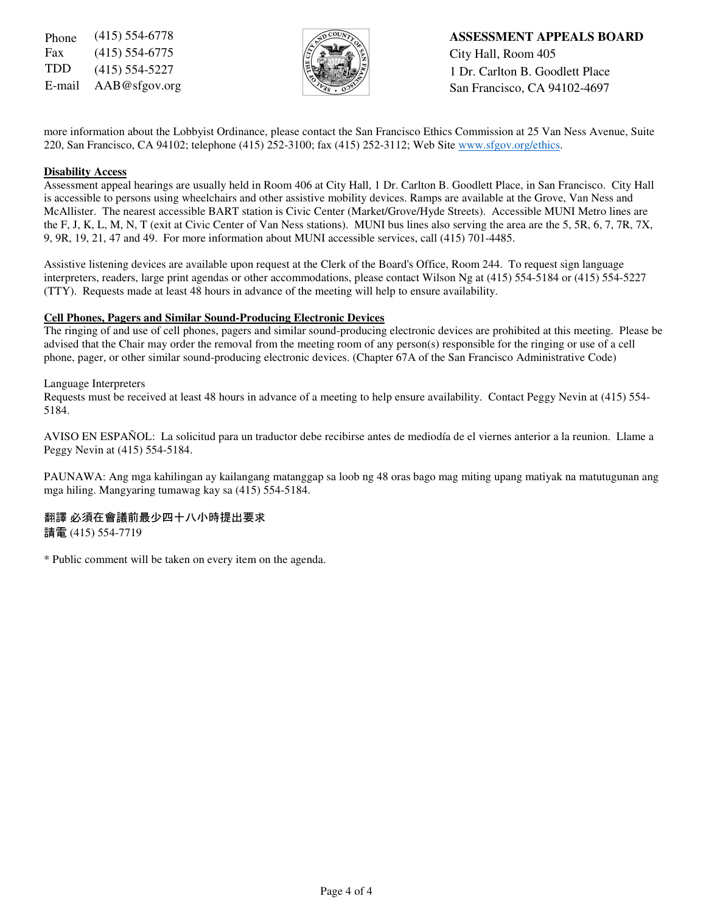Phone (415) 554-6778
Fax (415) 554-6775
TDD (415) 554-5227
E-mail AAB@sfgov.org

**ASSESSMENT APPEALS BOARD**
City Hall, Room 405
1 Dr. Carlton B. Goodlett Place
San Francisco, CA 94102-4697

more information about the Lobbyist Ordinance, please contact the San Francisco Ethics Commission at 25 Van Ness Avenue, Suite 220, San Francisco, CA 94102; telephone (415) 252-3100; fax (415) 252-3112; Web Site www.sfgov.org/ethics.

**Disability Access**

Assessment appeal hearings are usually held in Room 406 at City Hall, 1 Dr. Carlton B. Goodlett Place, in San Francisco. City Hall is accessible to persons using wheelchairs and other assistive mobility devices. Ramps are available at the Grove, Van Ness and McAllister. The nearest accessible BART station is Civic Center (Market/Grove/Hyde Streets). Accessible MUNI Metro lines are the F, J, K, L, M, N, T (exit at Civic Center of Van Ness stations). MUNI bus lines also serving the area are the 5, 5R, 6, 7, 7R, 7X, 9, 9R, 19, 21, 47 and 49. For more information about MUNI accessible services, call (415) 701-4485.

Assistive listening devices are available upon request at the Clerk of the Board's Office, Room 244. To request sign language interpreters, readers, large print agendas or other accommodations, please contact Wilson Ng at (415) 554-5184 or (415) 554-5227 (TTY). Requests made at least 48 hours in advance of the meeting will help to ensure availability.

**Cell Phones, Pagers and Similar Sound-Producing Electronic Devices**

The ringing of and use of cell phones, pagers and similar sound-producing electronic devices are prohibited at this meeting. Please be advised that the Chair may order the removal from the meeting room of any person(s) responsible for the ringing or use of a cell phone, pager, or other similar sound-producing electronic devices. (Chapter 67A of the San Francisco Administrative Code)

Language Interpreters

Requests must be received at least 48 hours in advance of a meeting to help ensure availability. Contact Peggy Nevin at (415) 554-5184.

AVISO EN ESPAÑOL: La solicitud para un traductor debe recibirse antes de mediodía de el viernes anterior a la reunion. Llame a Peggy Nevin at (415) 554-5184.

PAUNAWA: Ang mga kahilingan ay kailangang matanggap sa loob ng 48 oras bago mag miting upang matiyak na matutugunan ang mga hiling. Mangyaring tumawag kay sa (415) 554-5184.

**翻譯 必須在會議前最少四十八小時提出要求**
**請電** (415) 554-7719

* Public comment will be taken on every item on the agenda.